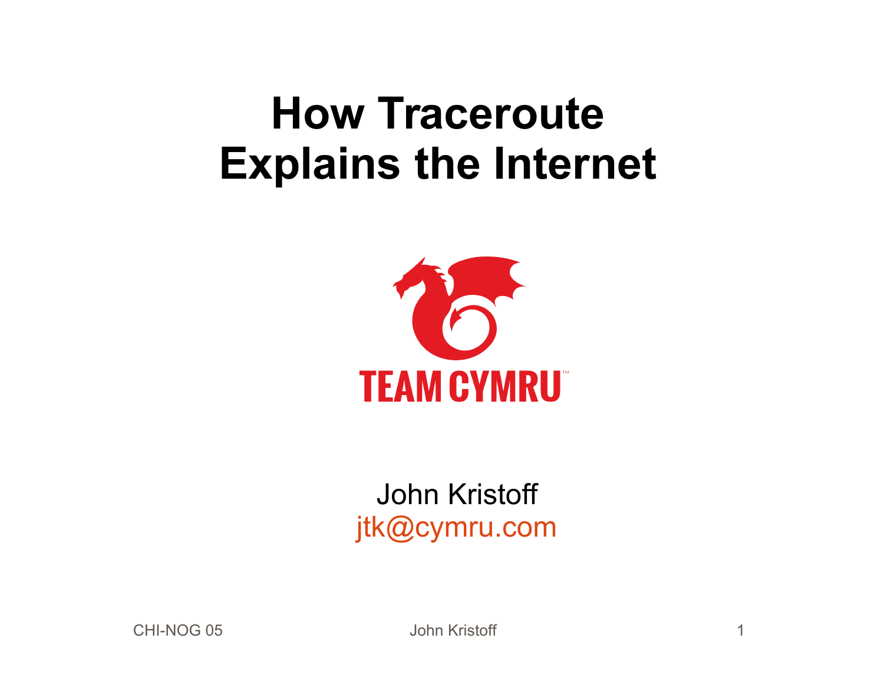# How Traceroute Explains the Internet

TEAM CYMRU

John Kristoff
jtk@cymru.com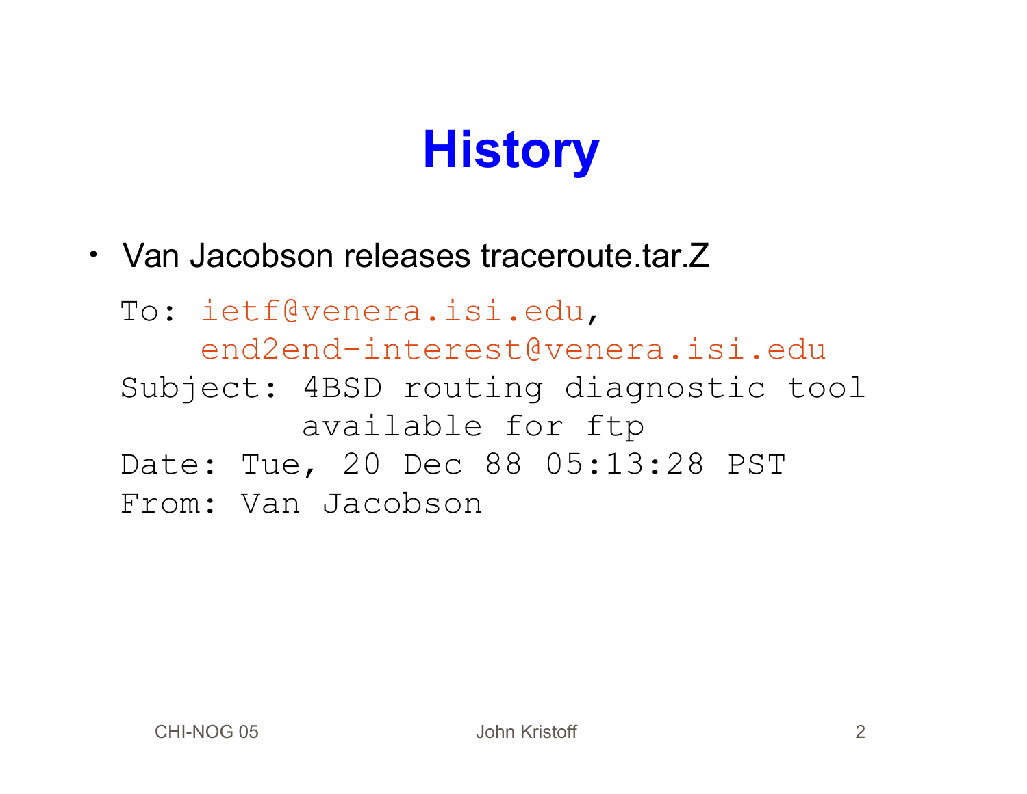# History

- Van Jacobson releases traceroute.tar.Z

```
To: ietf@venera.isi.edu,
    end2end-interest@venera.isi.edu
Subject: 4BSD routing diagnostic tool
         available for ftp
Date: Tue, 20 Dec 88 05:13:28 PST
From: Van Jacobson
```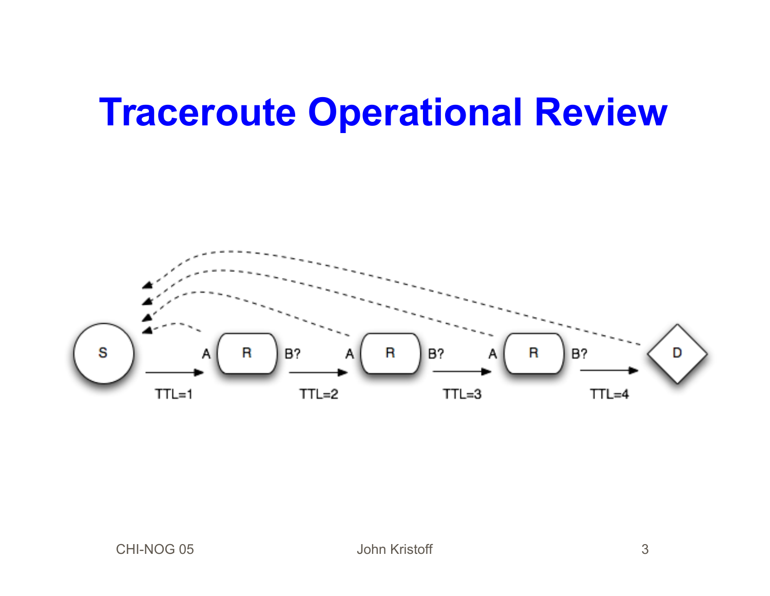# Traceroute Operational Review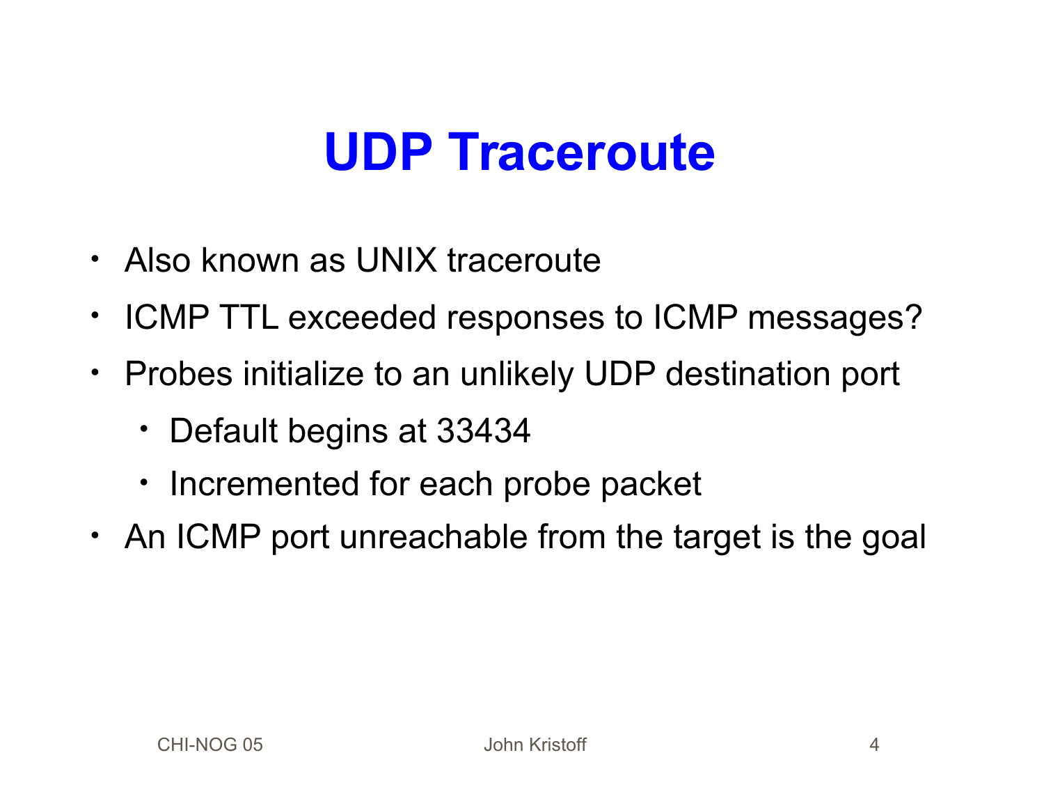# UDP Traceroute

- Also known as UNIX traceroute
- ICMP TTL exceeded responses to ICMP messages?
- Probes initialize to an unlikely UDP destination port
  - Default begins at 33434
  - Incremented for each probe packet
- An ICMP port unreachable from the target is the goal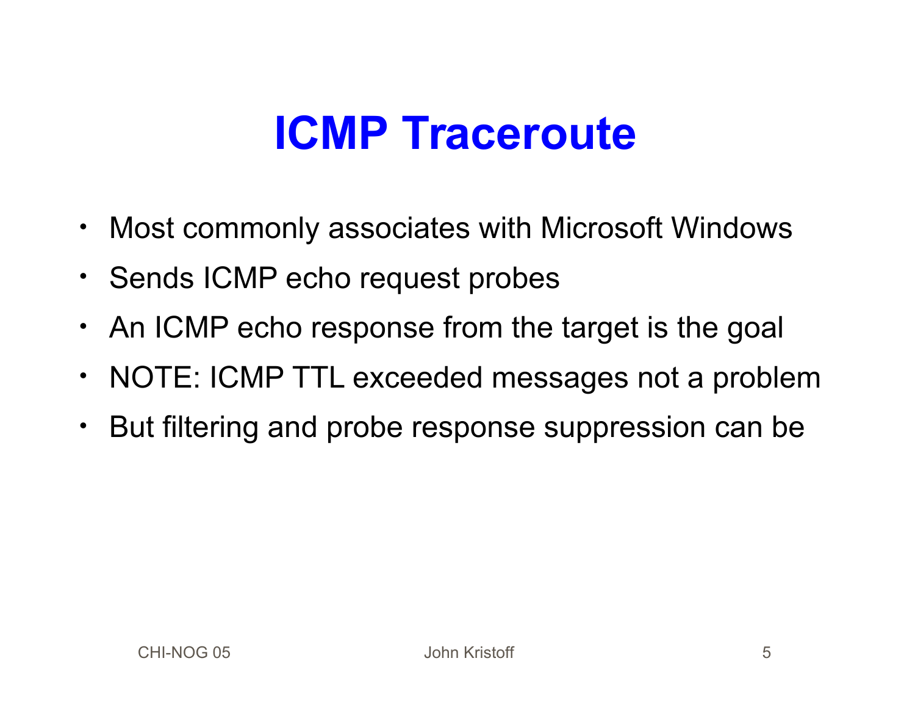# ICMP Traceroute

- Most commonly associates with Microsoft Windows
- Sends ICMP echo request probes
- An ICMP echo response from the target is the goal
- NOTE: ICMP TTL exceeded messages not a problem
- But filtering and probe response suppression can be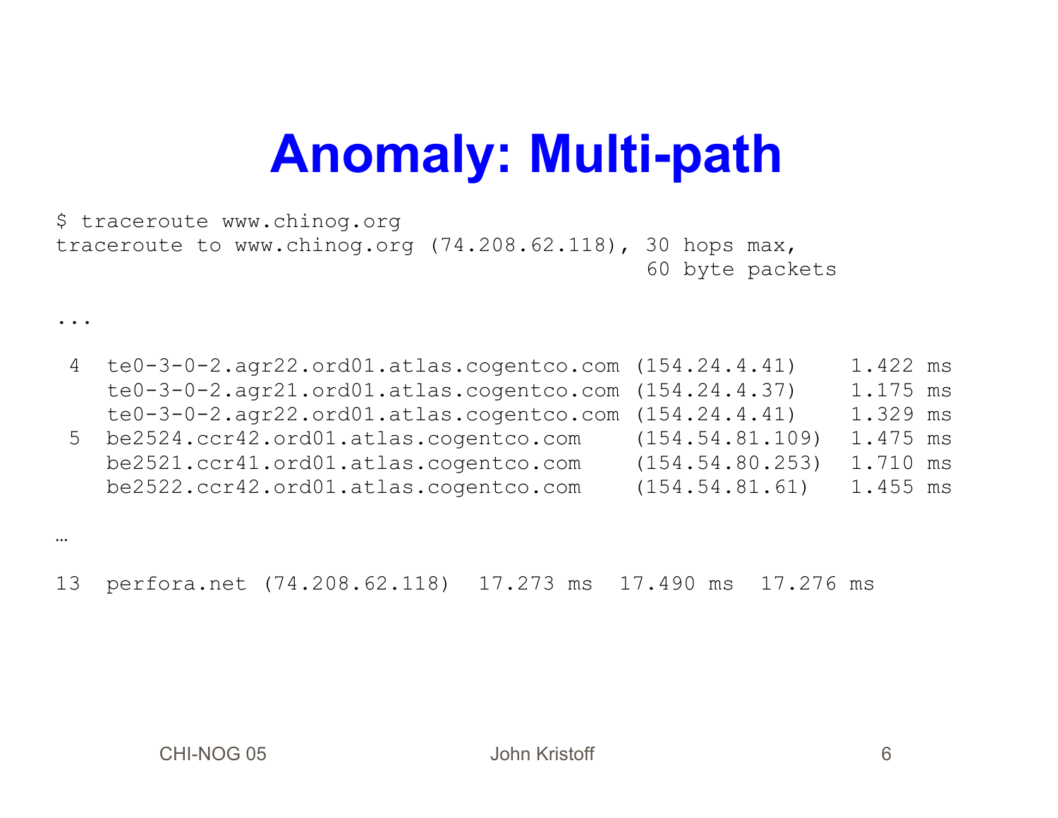# Anomaly: Multi-path

```
$ traceroute www.chinog.org
traceroute to www.chinog.org (74.208.62.118), 30 hops max,
                                              60 byte packets

...

 4  te0-3-0-2.agr22.ord01.atlas.cogentco.com (154.24.4.41)    1.422 ms
    te0-3-0-2.agr21.ord01.atlas.cogentco.com (154.24.4.37)    1.175 ms
    te0-3-0-2.agr22.ord01.atlas.cogentco.com (154.24.4.41)    1.329 ms
 5  be2524.ccr42.ord01.atlas.cogentco.com    (154.54.81.109)  1.475 ms
    be2521.ccr41.ord01.atlas.cogentco.com    (154.54.80.253)  1.710 ms
    be2522.ccr42.ord01.atlas.cogentco.com    (154.54.81.61)   1.455 ms

…

13  perfora.net (74.208.62.118)  17.273 ms  17.490 ms  17.276 ms
```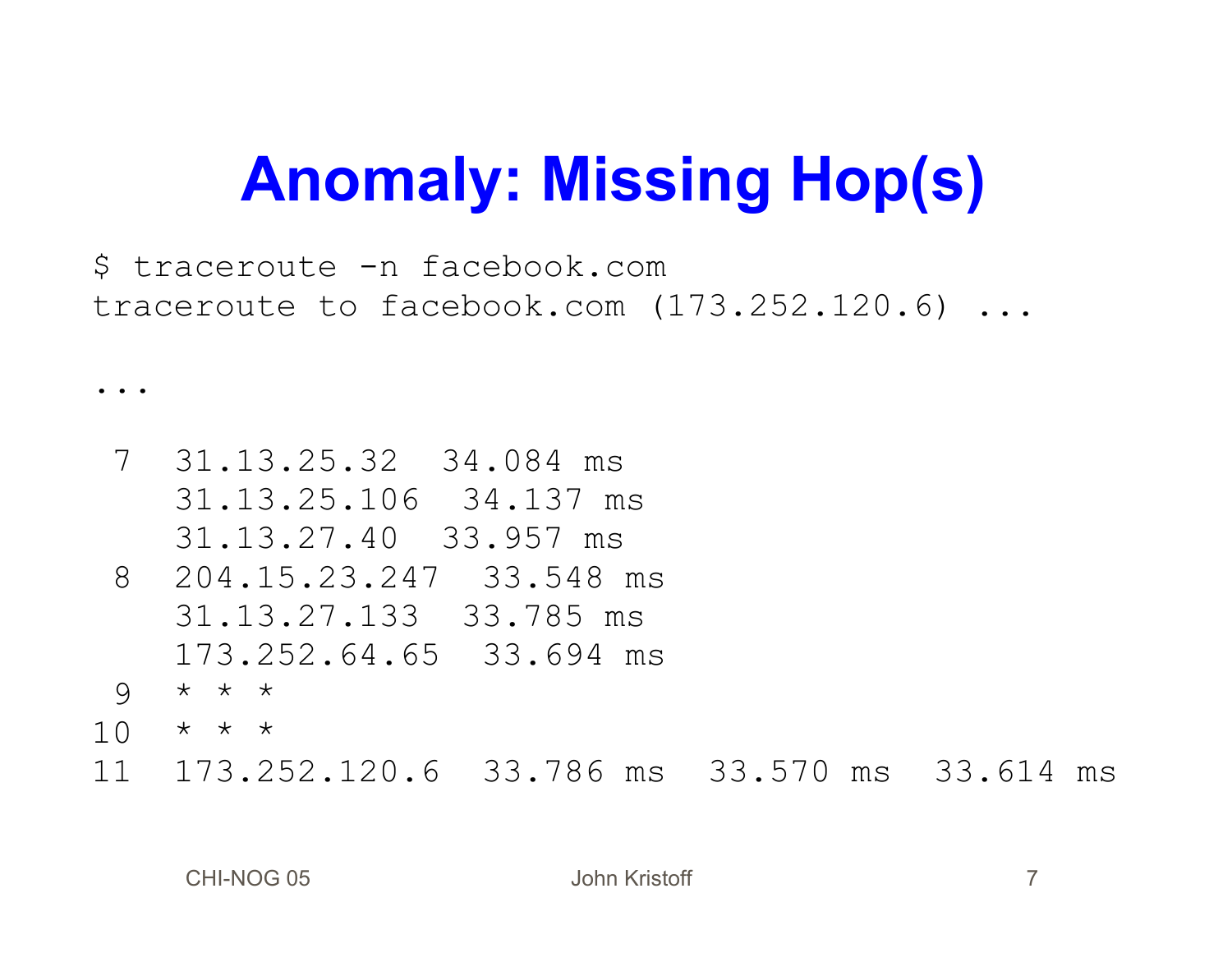# Anomaly: Missing Hop(s)

```
$ traceroute -n facebook.com
traceroute to facebook.com (173.252.120.6) ...

...

 7  31.13.25.32  34.084 ms
    31.13.25.106  34.137 ms
    31.13.27.40  33.957 ms
 8  204.15.23.247  33.548 ms
    31.13.27.133  33.785 ms
    173.252.64.65  33.694 ms
 9  * * *
10  * * *
11  173.252.120.6  33.786 ms  33.570 ms  33.614 ms
```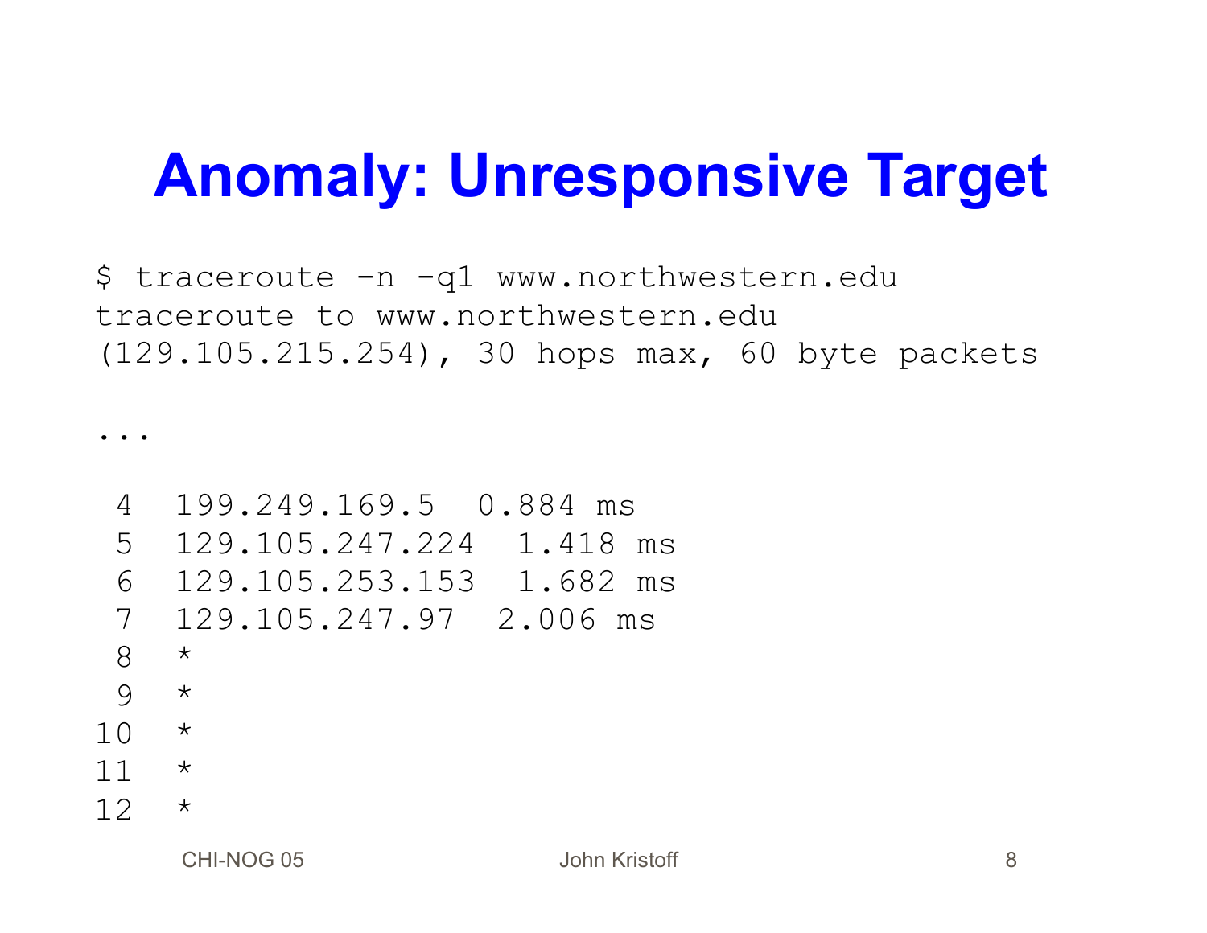# Anomaly: Unresponsive Target

```
$ traceroute -n -q1 www.northwestern.edu
traceroute to www.northwestern.edu
(129.105.215.254), 30 hops max, 60 byte packets

...

 4  199.249.169.5  0.884 ms
 5  129.105.247.224  1.418 ms
 6  129.105.253.153  1.682 ms
 7  129.105.247.97  2.006 ms
 8  *
 9  *
10  *
11  *
12  *
```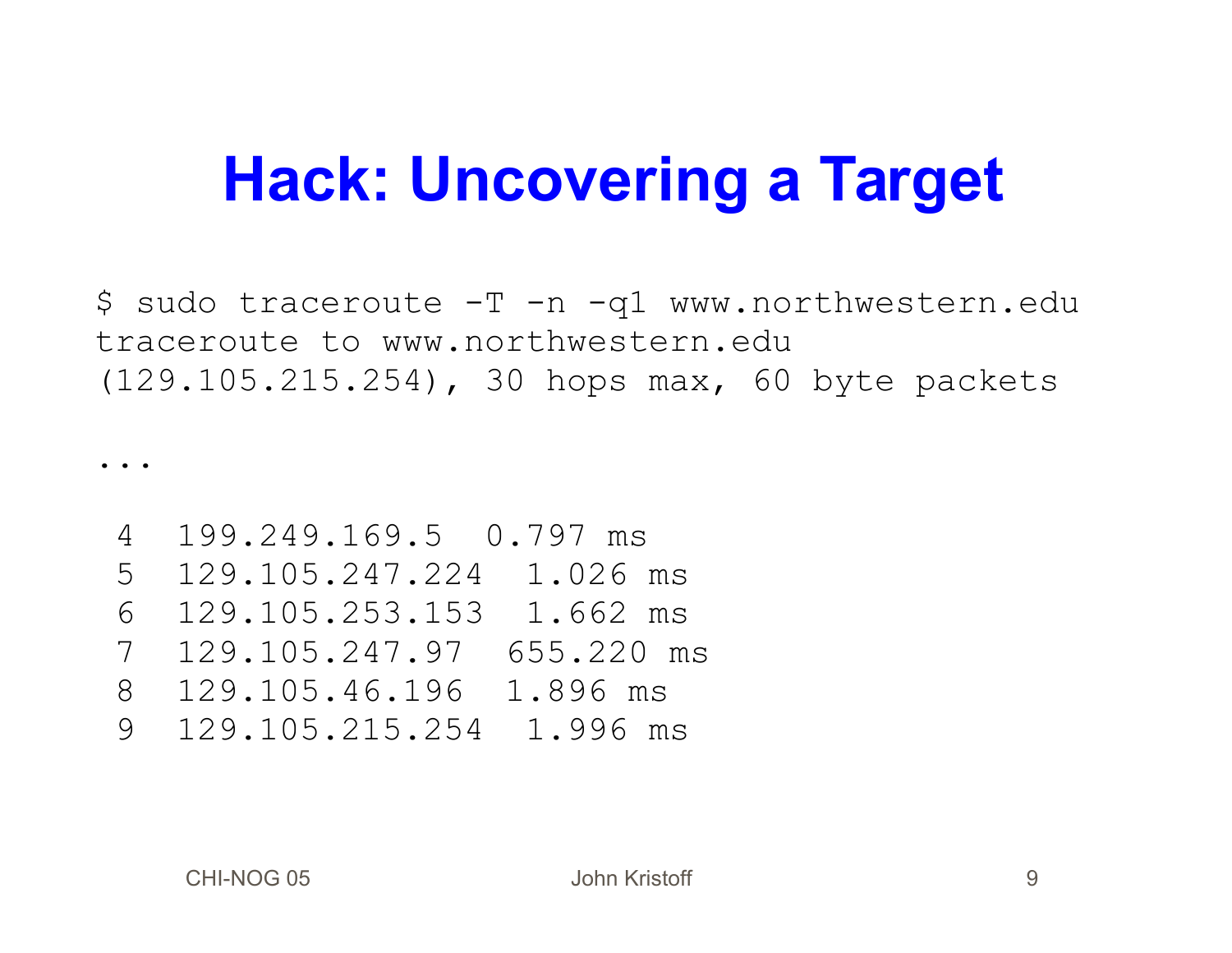# Hack: Uncovering a Target

```
$ sudo traceroute -T -n -q1 www.northwestern.edu
traceroute to www.northwestern.edu
(129.105.215.254), 30 hops max, 60 byte packets

...

 4  199.249.169.5  0.797 ms
 5  129.105.247.224  1.026 ms
 6  129.105.253.153  1.662 ms
 7  129.105.247.97  655.220 ms
 8  129.105.46.196  1.896 ms
 9  129.105.215.254  1.996 ms
```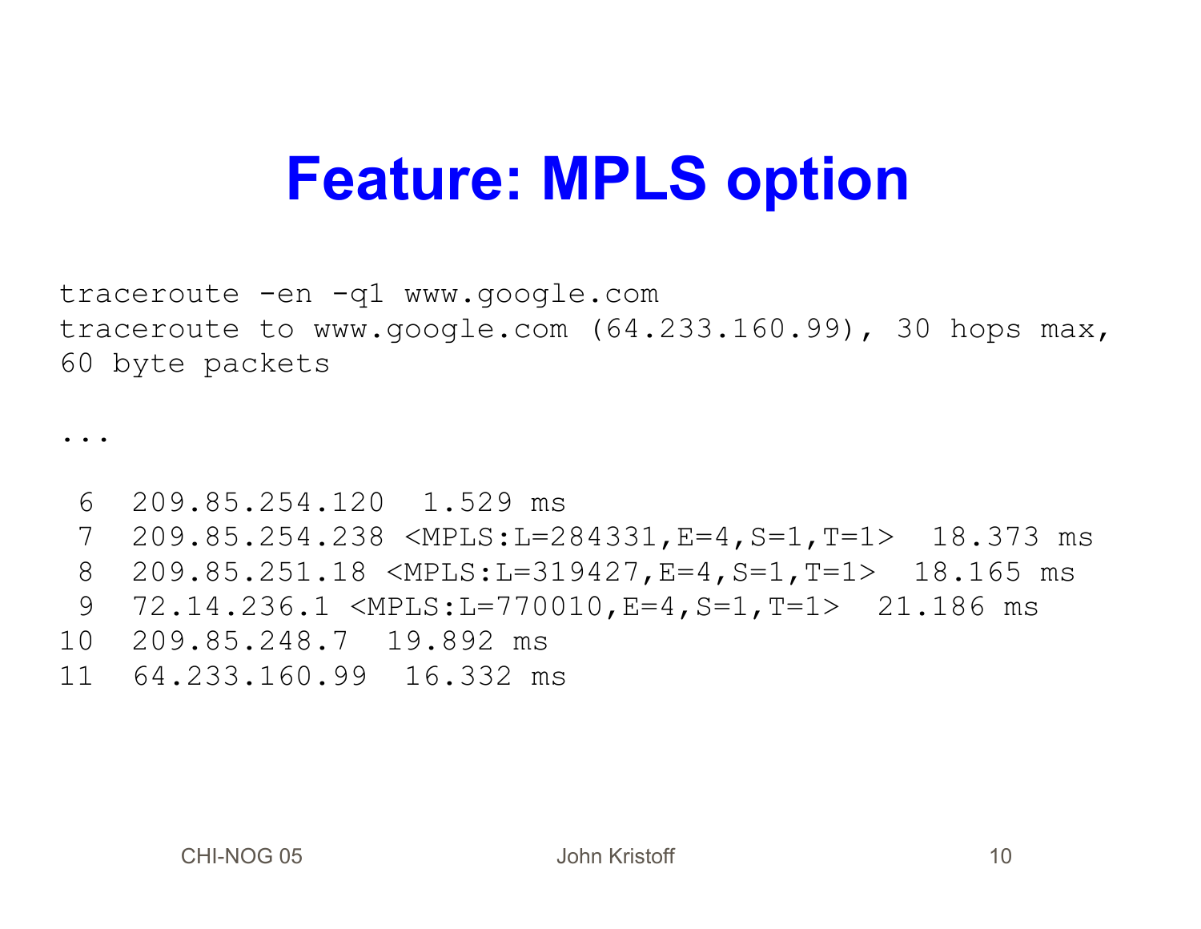# Feature: MPLS option

```
traceroute -en -q1 www.google.com
traceroute to www.google.com (64.233.160.99), 30 hops max,
60 byte packets

...

 6  209.85.254.120  1.529 ms
 7  209.85.254.238 <MPLS:L=284331,E=4,S=1,T=1>  18.373 ms
 8  209.85.251.18 <MPLS:L=319427,E=4,S=1,T=1>  18.165 ms
 9  72.14.236.1 <MPLS:L=770010,E=4,S=1,T=1>  21.186 ms
10  209.85.248.7  19.892 ms
11  64.233.160.99  16.332 ms
```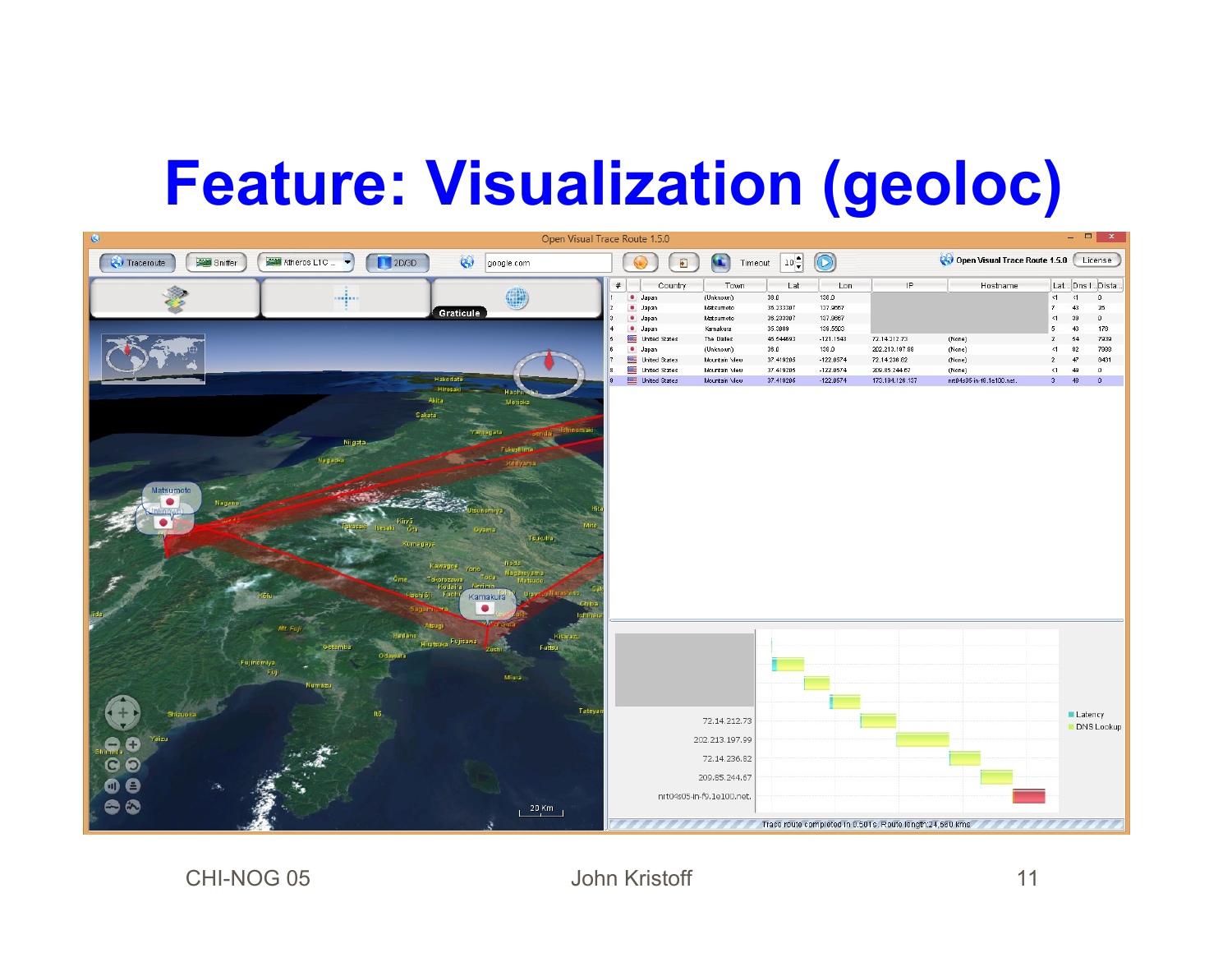# Feature: Visualization (geoloc)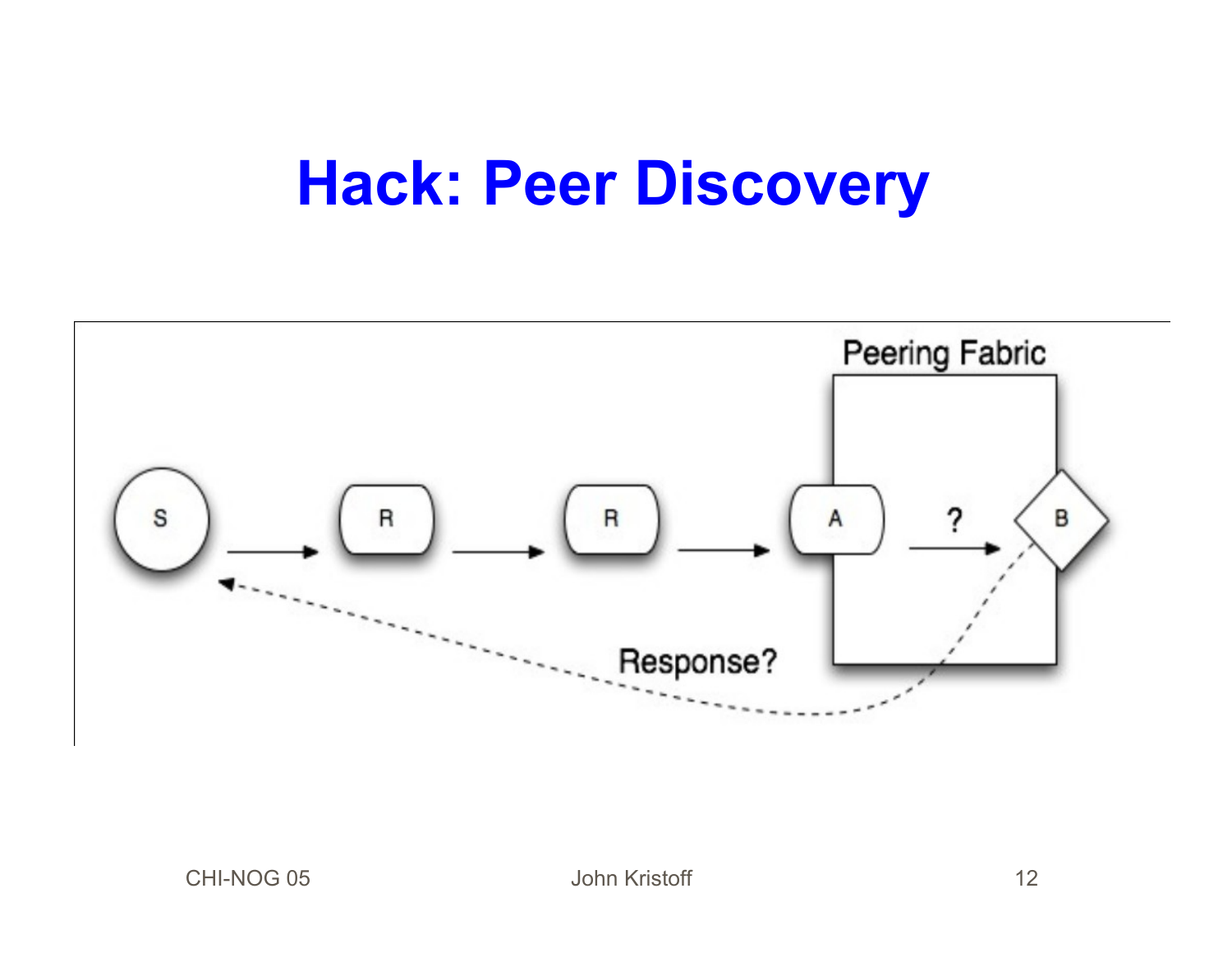# Hack: Peer Discovery

Peering Fabric

S → R → R → A → ? → B

Response?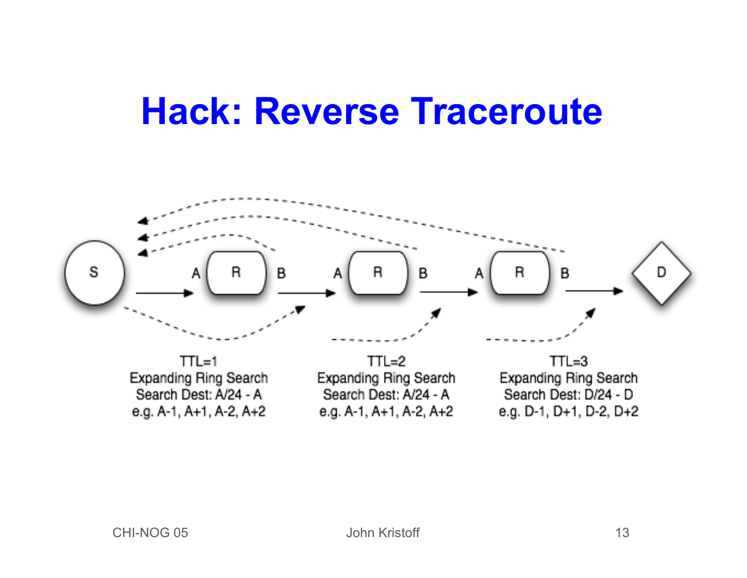# Hack: Reverse Traceroute

S — A R B — A R B — A R B — D

TTL=1
Expanding Ring Search
Search Dest: A/24 - A
e.g. A-1, A+1, A-2, A+2

TTL=2
Expanding Ring Search
Search Dest: A/24 - A
e.g. A-1, A+1, A-2, A+2

TTL=3
Expanding Ring Search
Search Dest: D/24 - D
e.g. D-1, D+1, D-2, D+2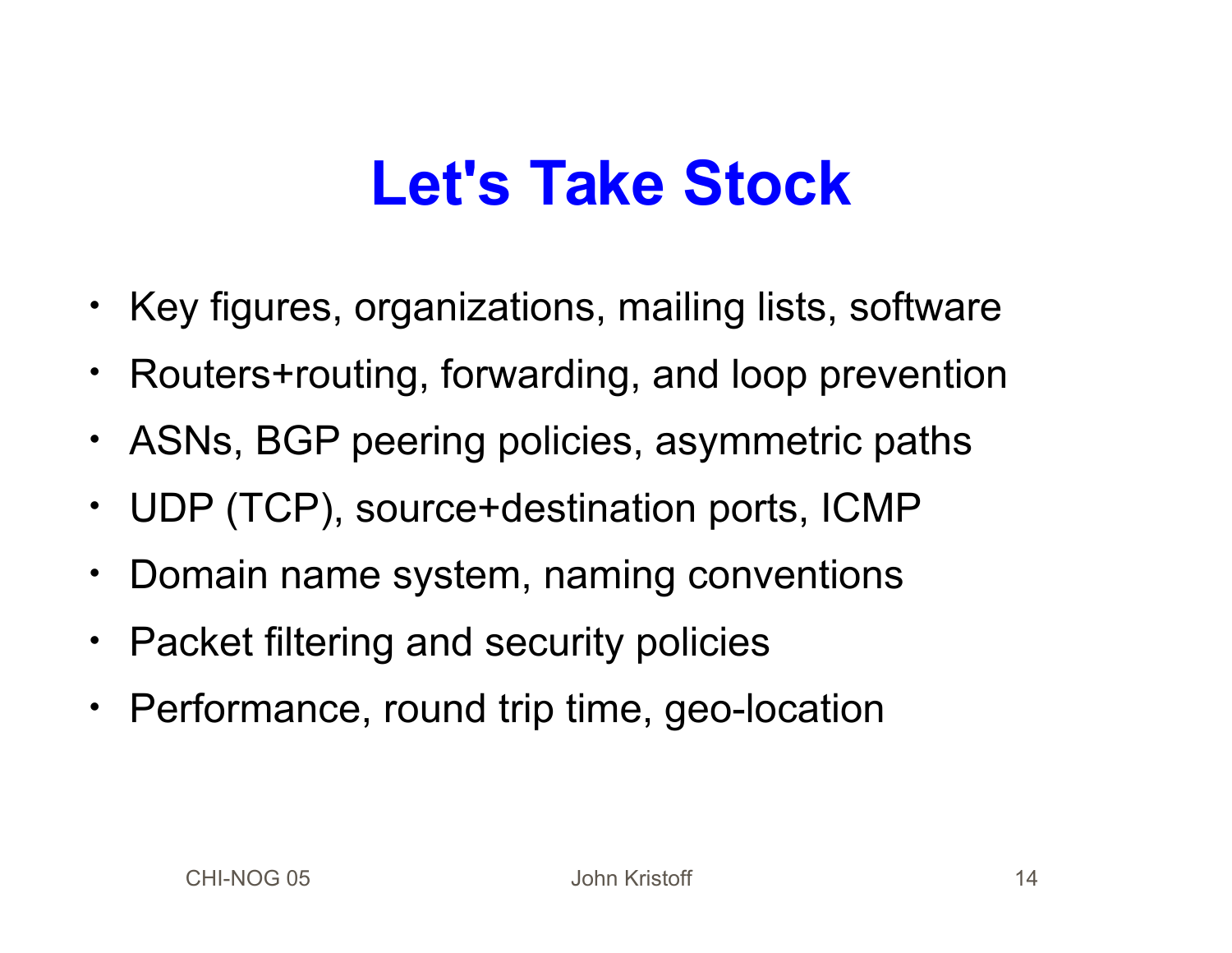# Let's Take Stock

- Key figures, organizations, mailing lists, software
- Routers+routing, forwarding, and loop prevention
- ASNs, BGP peering policies, asymmetric paths
- UDP (TCP), source+destination ports, ICMP
- Domain name system, naming conventions
- Packet filtering and security policies
- Performance, round trip time, geo-location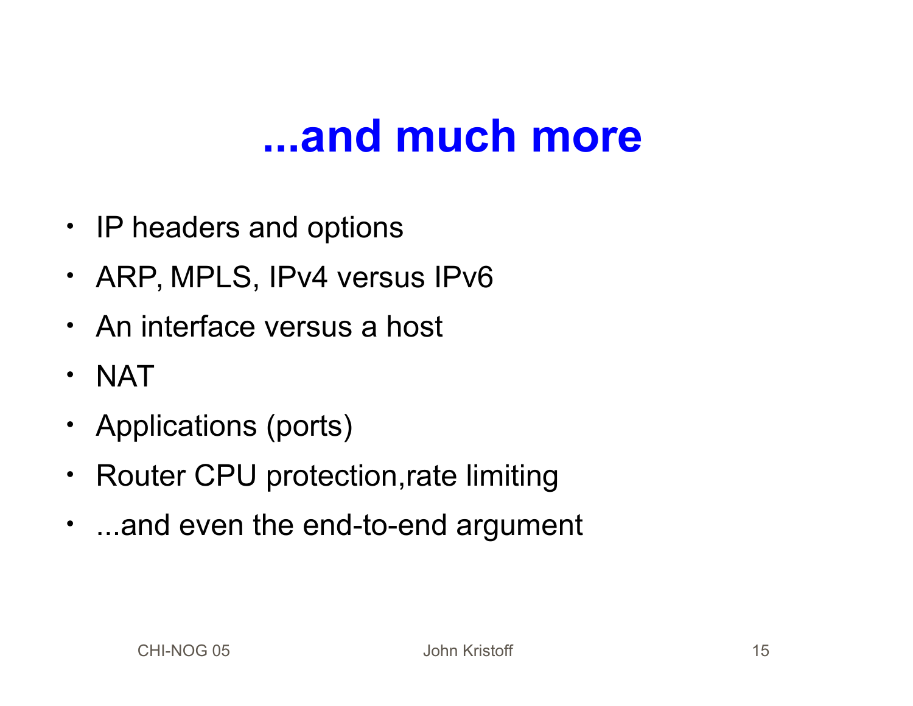# ...and much more

- IP headers and options
- ARP, MPLS, IPv4 versus IPv6
- An interface versus a host
- NAT
- Applications (ports)
- Router CPU protection,rate limiting
- ...and even the end-to-end argument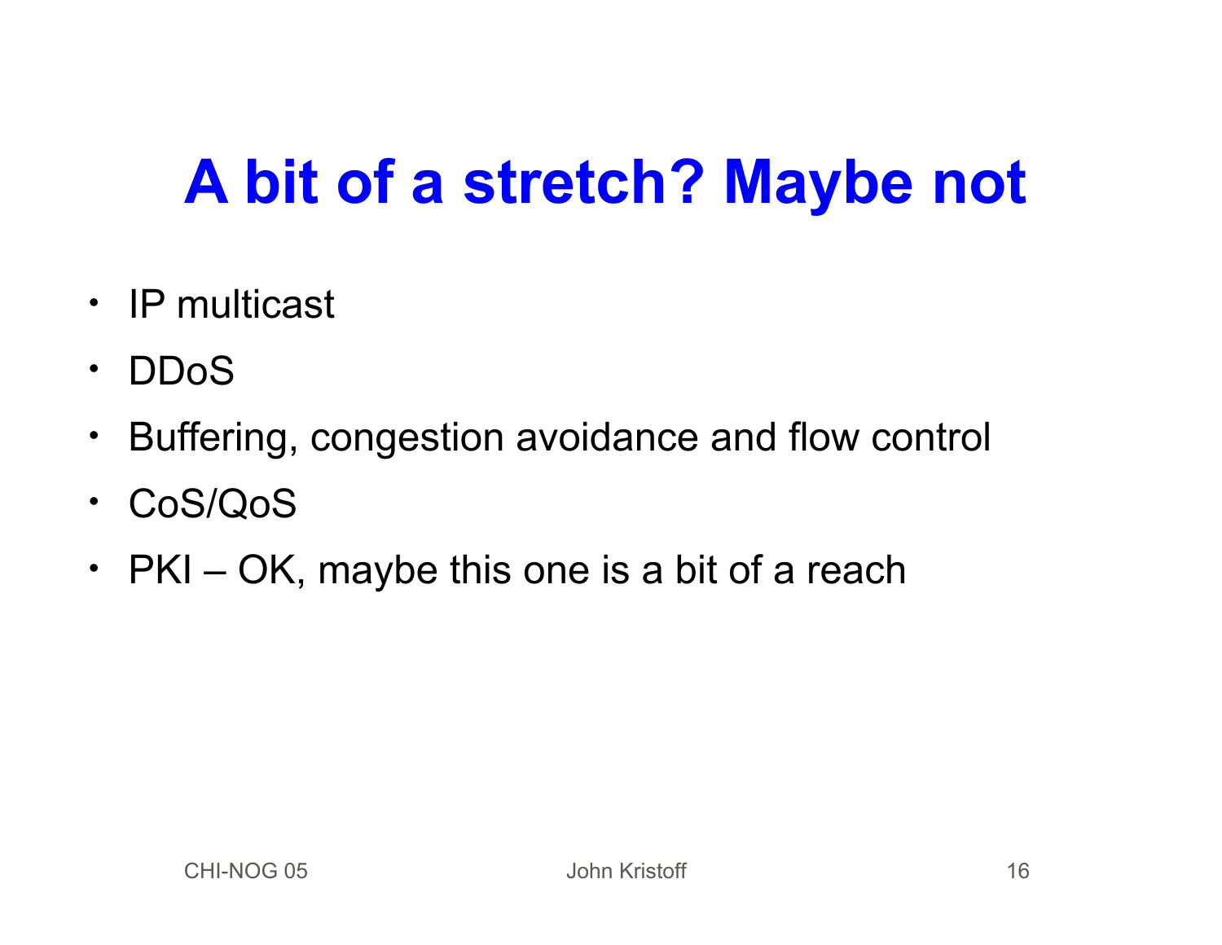# A bit of a stretch? Maybe not

- IP multicast
- DDoS
- Buffering, congestion avoidance and flow control
- CoS/QoS
- PKI – OK, maybe this one is a bit of a reach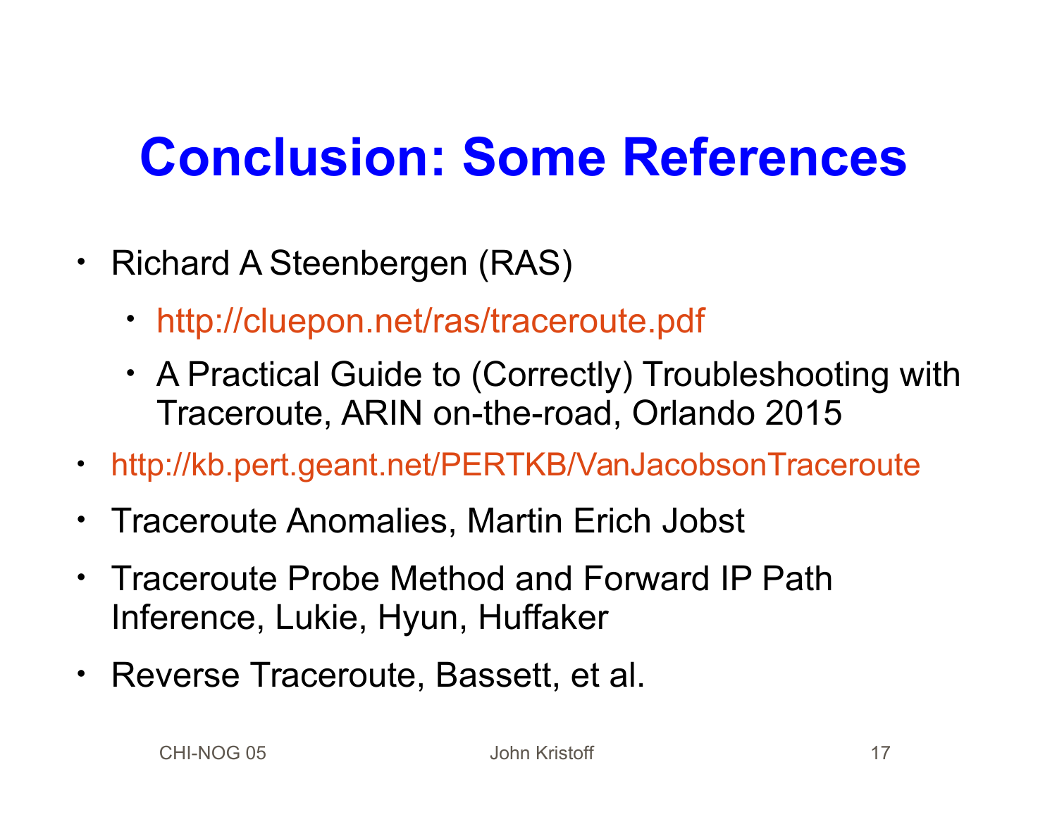# Conclusion: Some References

- Richard A Steenbergen (RAS)
  - http://cluepon.net/ras/traceroute.pdf
  - A Practical Guide to (Correctly) Troubleshooting with Traceroute, ARIN on-the-road, Orlando 2015
- http://kb.pert.geant.net/PERTKB/VanJacobsonTraceroute
- Traceroute Anomalies, Martin Erich Jobst
- Traceroute Probe Method and Forward IP Path Inference, Lukie, Hyun, Huffaker
- Reverse Traceroute, Bassett, et al.